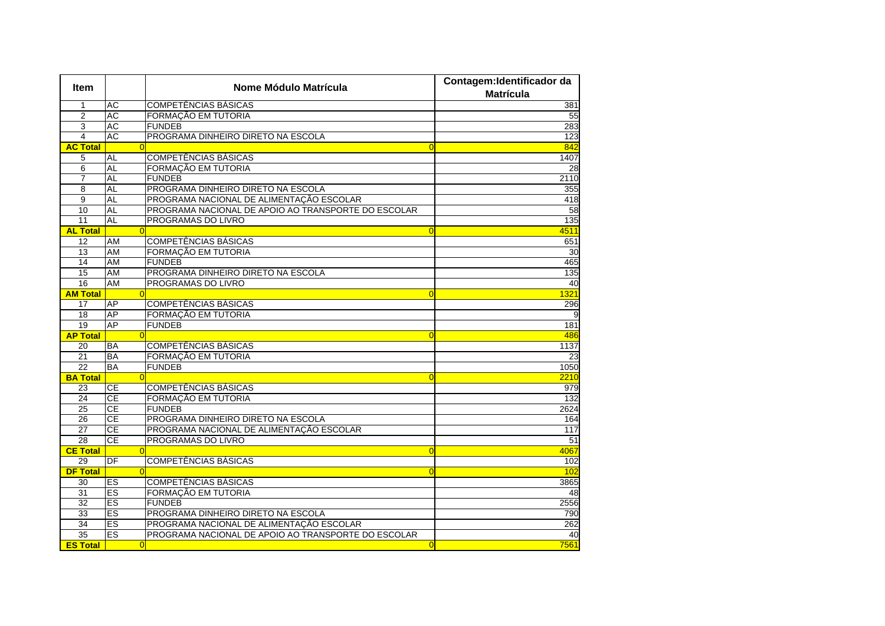| Item | | Nome Módulo Matrícula | Contagem:Identificador da Matrícula |
|---|---|---|---|
| 1 | AC | COMPETÊNCIAS BÁSICAS | 381 |
| 2 | AC | FORMAÇÃO EM TUTORIA | 55 |
| 3 | AC | FUNDEB | 283 |
| 4 | AC | PROGRAMA DINHEIRO DIRETO NA ESCOLA | 123 |
| **AC Total** | 0 | 0 | 842 |
| 5 | AL | COMPETÊNCIAS BÁSICAS | 1407 |
| 6 | AL | FORMAÇÃO EM TUTORIA | 28 |
| 7 | AL | FUNDEB | 2110 |
| 8 | AL | PROGRAMA DINHEIRO DIRETO NA ESCOLA | 355 |
| 9 | AL | PROGRAMA NACIONAL DE ALIMENTAÇÃO ESCOLAR | 418 |
| 10 | AL | PROGRAMA NACIONAL DE APOIO AO TRANSPORTE DO ESCOLAR | 58 |
| 11 | AL | PROGRAMAS DO LIVRO | 135 |
| **AL Total** | 0 | 0 | 4511 |
| 12 | AM | COMPETÊNCIAS BÁSICAS | 651 |
| 13 | AM | FORMAÇÃO EM TUTORIA | 30 |
| 14 | AM | FUNDEB | 465 |
| 15 | AM | PROGRAMA DINHEIRO DIRETO NA ESCOLA | 135 |
| 16 | AM | PROGRAMAS DO LIVRO | 40 |
| **AM Total** | 0 | 0 | 1321 |
| 17 | AP | COMPETÊNCIAS BÁSICAS | 296 |
| 18 | AP | FORMAÇÃO EM TUTORIA | 9 |
| 19 | AP | FUNDEB | 181 |
| **AP Total** | 0 | 0 | 486 |
| 20 | BA | COMPETÊNCIAS BÁSICAS | 1137 |
| 21 | BA | FORMAÇÃO EM TUTORIA | 23 |
| 22 | BA | FUNDEB | 1050 |
| **BA Total** | 0 | 0 | 2210 |
| 23 | CE | COMPETÊNCIAS BÁSICAS | 979 |
| 24 | CE | FORMAÇÃO EM TUTORIA | 132 |
| 25 | CE | FUNDEB | 2624 |
| 26 | CE | PROGRAMA DINHEIRO DIRETO NA ESCOLA | 164 |
| 27 | CE | PROGRAMA NACIONAL DE ALIMENTAÇÃO ESCOLAR | 117 |
| 28 | CE | PROGRAMAS DO LIVRO | 51 |
| **CE Total** | 0 | 0 | 4067 |
| 29 | DF | COMPETÊNCIAS BÁSICAS | 102 |
| **DF Total** | 0 | 0 | 102 |
| 30 | ES | COMPETÊNCIAS BÁSICAS | 3865 |
| 31 | ES | FORMAÇÃO EM TUTORIA | 48 |
| 32 | ES | FUNDEB | 2556 |
| 33 | ES | PROGRAMA DINHEIRO DIRETO NA ESCOLA | 790 |
| 34 | ES | PROGRAMA NACIONAL DE ALIMENTAÇÃO ESCOLAR | 262 |
| 35 | ES | PROGRAMA NACIONAL DE APOIO AO TRANSPORTE DO ESCOLAR | 40 |
| **ES Total** | 0 | 0 | 7561 |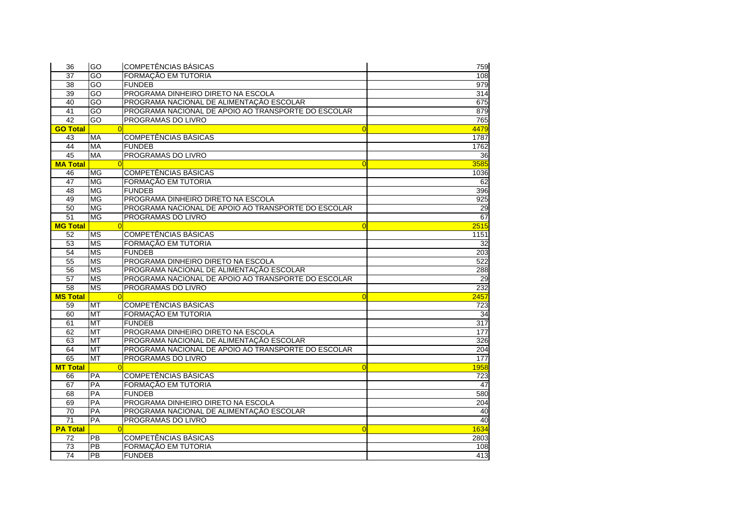| | | | |
|---|---|---|---|
| 36 | GO | COMPETÊNCIAS BÁSICAS | 759 |
| 37 | GO | FORMAÇÃO EM TUTORIA | 108 |
| 38 | GO | FUNDEB | 979 |
| 39 | GO | PROGRAMA DINHEIRO DIRETO NA ESCOLA | 314 |
| 40 | GO | PROGRAMA NACIONAL DE ALIMENTAÇÃO ESCOLAR | 675 |
| 41 | GO | PROGRAMA NACIONAL DE APOIO AO TRANSPORTE DO ESCOLAR | 879 |
| 42 | GO | PROGRAMAS DO LIVRO | 765 |
| **GO Total** | 0 | 0 | 4479 |
| 43 | MA | COMPETÊNCIAS BÁSICAS | 1787 |
| 44 | MA | FUNDEB | 1762 |
| 45 | MA | PROGRAMAS DO LIVRO | 36 |
| **MA Total** | 0 | 0 | 3585 |
| 46 | MG | COMPETÊNCIAS BÁSICAS | 1036 |
| 47 | MG | FORMAÇÃO EM TUTORIA | 62 |
| 48 | MG | FUNDEB | 396 |
| 49 | MG | PROGRAMA DINHEIRO DIRETO NA ESCOLA | 925 |
| 50 | MG | PROGRAMA NACIONAL DE APOIO AO TRANSPORTE DO ESCOLAR | 29 |
| 51 | MG | PROGRAMAS DO LIVRO | 67 |
| **MG Total** | 0 | 0 | 2515 |
| 52 | MS | COMPETÊNCIAS BÁSICAS | 1151 |
| 53 | MS | FORMAÇÃO EM TUTORIA | 32 |
| 54 | MS | FUNDEB | 203 |
| 55 | MS | PROGRAMA DINHEIRO DIRETO NA ESCOLA | 522 |
| 56 | MS | PROGRAMA NACIONAL DE ALIMENTAÇÃO ESCOLAR | 288 |
| 57 | MS | PROGRAMA NACIONAL DE APOIO AO TRANSPORTE DO ESCOLAR | 29 |
| 58 | MS | PROGRAMAS DO LIVRO | 232 |
| **MS Total** | 0 | 0 | 2457 |
| 59 | MT | COMPETÊNCIAS BÁSICAS | 723 |
| 60 | MT | FORMAÇÃO EM TUTORIA | 34 |
| 61 | MT | FUNDEB | 317 |
| 62 | MT | PROGRAMA DINHEIRO DIRETO NA ESCOLA | 177 |
| 63 | MT | PROGRAMA NACIONAL DE ALIMENTAÇÃO ESCOLAR | 326 |
| 64 | MT | PROGRAMA NACIONAL DE APOIO AO TRANSPORTE DO ESCOLAR | 204 |
| 65 | MT | PROGRAMAS DO LIVRO | 177 |
| **MT Total** | 0 | 0 | 1958 |
| 66 | PA | COMPETÊNCIAS BÁSICAS | 723 |
| 67 | PA | FORMAÇÃO EM TUTORIA | 47 |
| 68 | PA | FUNDEB | 580 |
| 69 | PA | PROGRAMA DINHEIRO DIRETO NA ESCOLA | 204 |
| 70 | PA | PROGRAMA NACIONAL DE ALIMENTAÇÃO ESCOLAR | 40 |
| 71 | PA | PROGRAMAS DO LIVRO | 40 |
| **PA Total** | 0 | 0 | 1634 |
| 72 | PB | COMPETÊNCIAS BÁSICAS | 2803 |
| 73 | PB | FORMAÇÃO EM TUTORIA | 108 |
| 74 | PB | FUNDEB | 413 |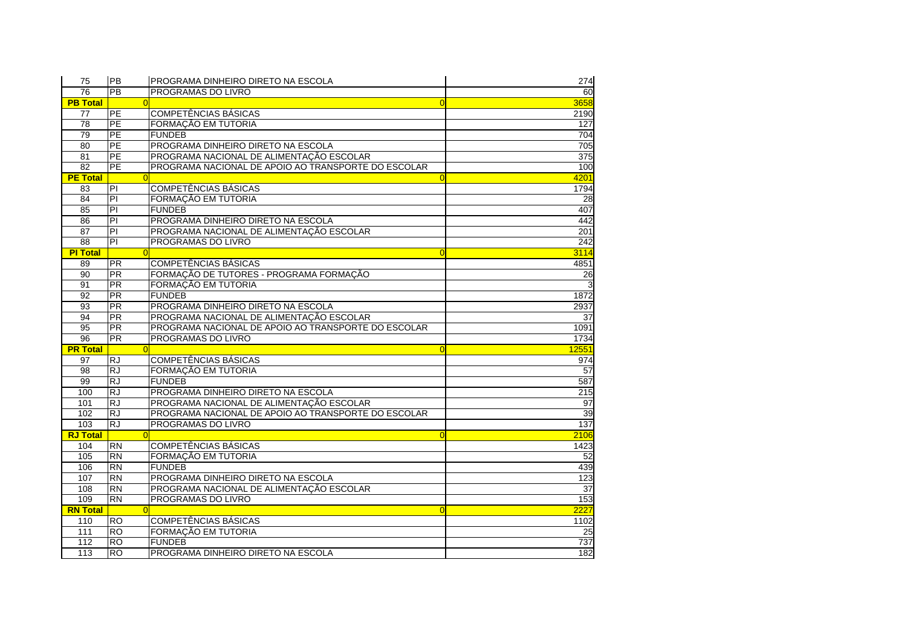| | | | |
|---|---|---|---|
| 75 | PB | PROGRAMA DINHEIRO DIRETO NA ESCOLA | 274 |
| 76 | PB | PROGRAMAS DO LIVRO | 60 |
| **PB Total** | 0 | 0 | 3658 |
| 77 | PE | COMPETÊNCIAS BÁSICAS | 2190 |
| 78 | PE | FORMAÇÃO EM TUTORIA | 127 |
| 79 | PE | FUNDEB | 704 |
| 80 | PE | PROGRAMA DINHEIRO DIRETO NA ESCOLA | 705 |
| 81 | PE | PROGRAMA NACIONAL DE ALIMENTAÇÃO ESCOLAR | 375 |
| 82 | PE | PROGRAMA NACIONAL DE APOIO AO TRANSPORTE DO ESCOLAR | 100 |
| **PE Total** | 0 | 0 | 4201 |
| 83 | PI | COMPETÊNCIAS BÁSICAS | 1794 |
| 84 | PI | FORMAÇÃO EM TUTORIA | 28 |
| 85 | PI | FUNDEB | 407 |
| 86 | PI | PROGRAMA DINHEIRO DIRETO NA ESCOLA | 442 |
| 87 | PI | PROGRAMA NACIONAL DE ALIMENTAÇÃO ESCOLAR | 201 |
| 88 | PI | PROGRAMAS DO LIVRO | 242 |
| **PI Total** | 0 | 0 | 3114 |
| 89 | PR | COMPETÊNCIAS BÁSICAS | 4851 |
| 90 | PR | FORMAÇÃO DE TUTORES - PROGRAMA FORMAÇÃO | 26 |
| 91 | PR | FORMAÇÃO EM TUTORIA | 3 |
| 92 | PR | FUNDEB | 1872 |
| 93 | PR | PROGRAMA DINHEIRO DIRETO NA ESCOLA | 2937 |
| 94 | PR | PROGRAMA NACIONAL DE ALIMENTAÇÃO ESCOLAR | 37 |
| 95 | PR | PROGRAMA NACIONAL DE APOIO AO TRANSPORTE DO ESCOLAR | 1091 |
| 96 | PR | PROGRAMAS DO LIVRO | 1734 |
| **PR Total** | 0 | 0 | 12551 |
| 97 | RJ | COMPETÊNCIAS BÁSICAS | 974 |
| 98 | RJ | FORMAÇÃO EM TUTORIA | 57 |
| 99 | RJ | FUNDEB | 587 |
| 100 | RJ | PROGRAMA DINHEIRO DIRETO NA ESCOLA | 215 |
| 101 | RJ | PROGRAMA NACIONAL DE ALIMENTAÇÃO ESCOLAR | 97 |
| 102 | RJ | PROGRAMA NACIONAL DE APOIO AO TRANSPORTE DO ESCOLAR | 39 |
| 103 | RJ | PROGRAMAS DO LIVRO | 137 |
| **RJ Total** | 0 | 0 | 2106 |
| 104 | RN | COMPETÊNCIAS BÁSICAS | 1423 |
| 105 | RN | FORMAÇÃO EM TUTORIA | 52 |
| 106 | RN | FUNDEB | 439 |
| 107 | RN | PROGRAMA DINHEIRO DIRETO NA ESCOLA | 123 |
| 108 | RN | PROGRAMA NACIONAL DE ALIMENTAÇÃO ESCOLAR | 37 |
| 109 | RN | PROGRAMAS DO LIVRO | 153 |
| **RN Total** | 0 | 0 | 2227 |
| 110 | RO | COMPETÊNCIAS BÁSICAS | 1102 |
| 111 | RO | FORMAÇÃO EM TUTORIA | 25 |
| 112 | RO | FUNDEB | 737 |
| 113 | RO | PROGRAMA DINHEIRO DIRETO NA ESCOLA | 182 |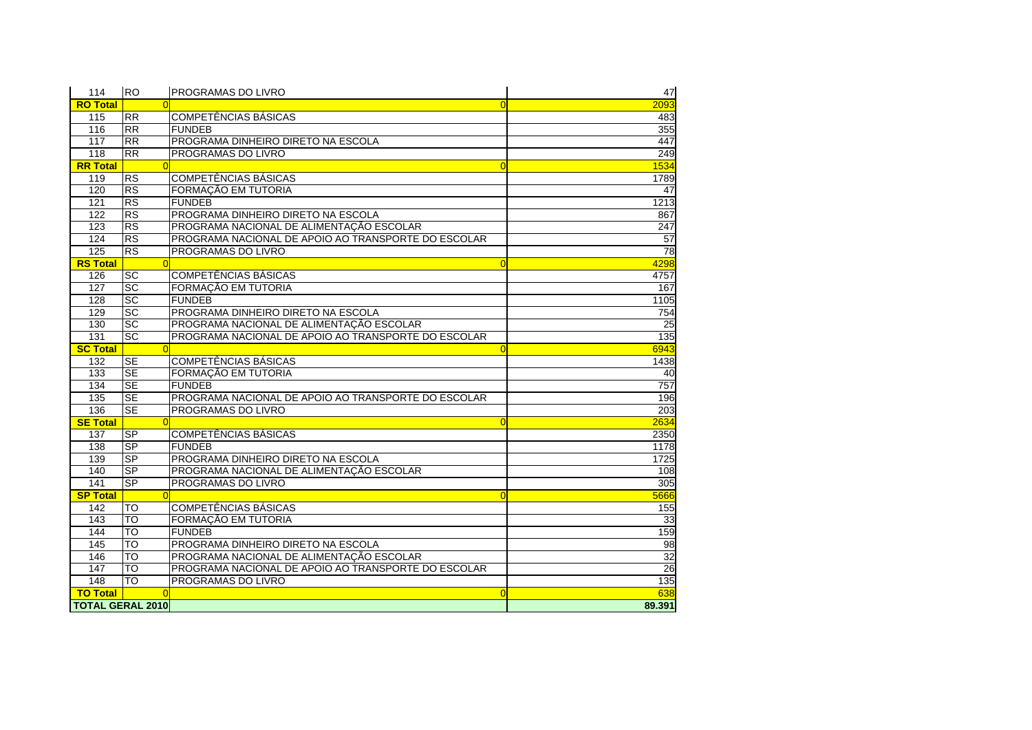| | | | | |
|---|---|---|---|---|
| 114 | RO | PROGRAMAS DO LIVRO | | 47 |
| **RO Total** | 0 | | 0 | 2093 |
| 115 | RR | COMPETÊNCIAS BÁSICAS | | 483 |
| 116 | RR | FUNDEB | | 355 |
| 117 | RR | PROGRAMA DINHEIRO DIRETO NA ESCOLA | | 447 |
| 118 | RR | PROGRAMAS DO LIVRO | | 249 |
| **RR Total** | 0 | | 0 | 1534 |
| 119 | RS | COMPETÊNCIAS BÁSICAS | | 1789 |
| 120 | RS | FORMAÇÃO EM TUTORIA | | 47 |
| 121 | RS | FUNDEB | | 1213 |
| 122 | RS | PROGRAMA DINHEIRO DIRETO NA ESCOLA | | 867 |
| 123 | RS | PROGRAMA NACIONAL DE ALIMENTAÇÃO ESCOLAR | | 247 |
| 124 | RS | PROGRAMA NACIONAL DE APOIO AO TRANSPORTE DO ESCOLAR | | 57 |
| 125 | RS | PROGRAMAS DO LIVRO | | 78 |
| **RS Total** | 0 | | 0 | 4298 |
| 126 | SC | COMPETÊNCIAS BÁSICAS | | 4757 |
| 127 | SC | FORMAÇÃO EM TUTORIA | | 167 |
| 128 | SC | FUNDEB | | 1105 |
| 129 | SC | PROGRAMA DINHEIRO DIRETO NA ESCOLA | | 754 |
| 130 | SC | PROGRAMA NACIONAL DE ALIMENTAÇÃO ESCOLAR | | 25 |
| 131 | SC | PROGRAMA NACIONAL DE APOIO AO TRANSPORTE DO ESCOLAR | | 135 |
| **SC Total** | 0 | | 0 | 6943 |
| 132 | SE | COMPETÊNCIAS BÁSICAS | | 1438 |
| 133 | SE | FORMAÇÃO EM TUTORIA | | 40 |
| 134 | SE | FUNDEB | | 757 |
| 135 | SE | PROGRAMA NACIONAL DE APOIO AO TRANSPORTE DO ESCOLAR | | 196 |
| 136 | SE | PROGRAMAS DO LIVRO | | 203 |
| **SE Total** | 0 | | 0 | 2634 |
| 137 | SP | COMPETÊNCIAS BÁSICAS | | 2350 |
| 138 | SP | FUNDEB | | 1178 |
| 139 | SP | PROGRAMA DINHEIRO DIRETO NA ESCOLA | | 1725 |
| 140 | SP | PROGRAMA NACIONAL DE ALIMENTAÇÃO ESCOLAR | | 108 |
| 141 | SP | PROGRAMAS DO LIVRO | | 305 |
| **SP Total** | 0 | | 0 | 5666 |
| 142 | TO | COMPETÊNCIAS BÁSICAS | | 155 |
| 143 | TO | FORMAÇÃO EM TUTORIA | | 33 |
| 144 | TO | FUNDEB | | 159 |
| 145 | TO | PROGRAMA DINHEIRO DIRETO NA ESCOLA | | 98 |
| 146 | TO | PROGRAMA NACIONAL DE ALIMENTAÇÃO ESCOLAR | | 32 |
| 147 | TO | PROGRAMA NACIONAL DE APOIO AO TRANSPORTE DO ESCOLAR | | 26 |
| 148 | TO | PROGRAMAS DO LIVRO | | 135 |
| **TO Total** | 0 | | 0 | 638 |
| **TOTAL GERAL 2010** | | | | **89.391** |